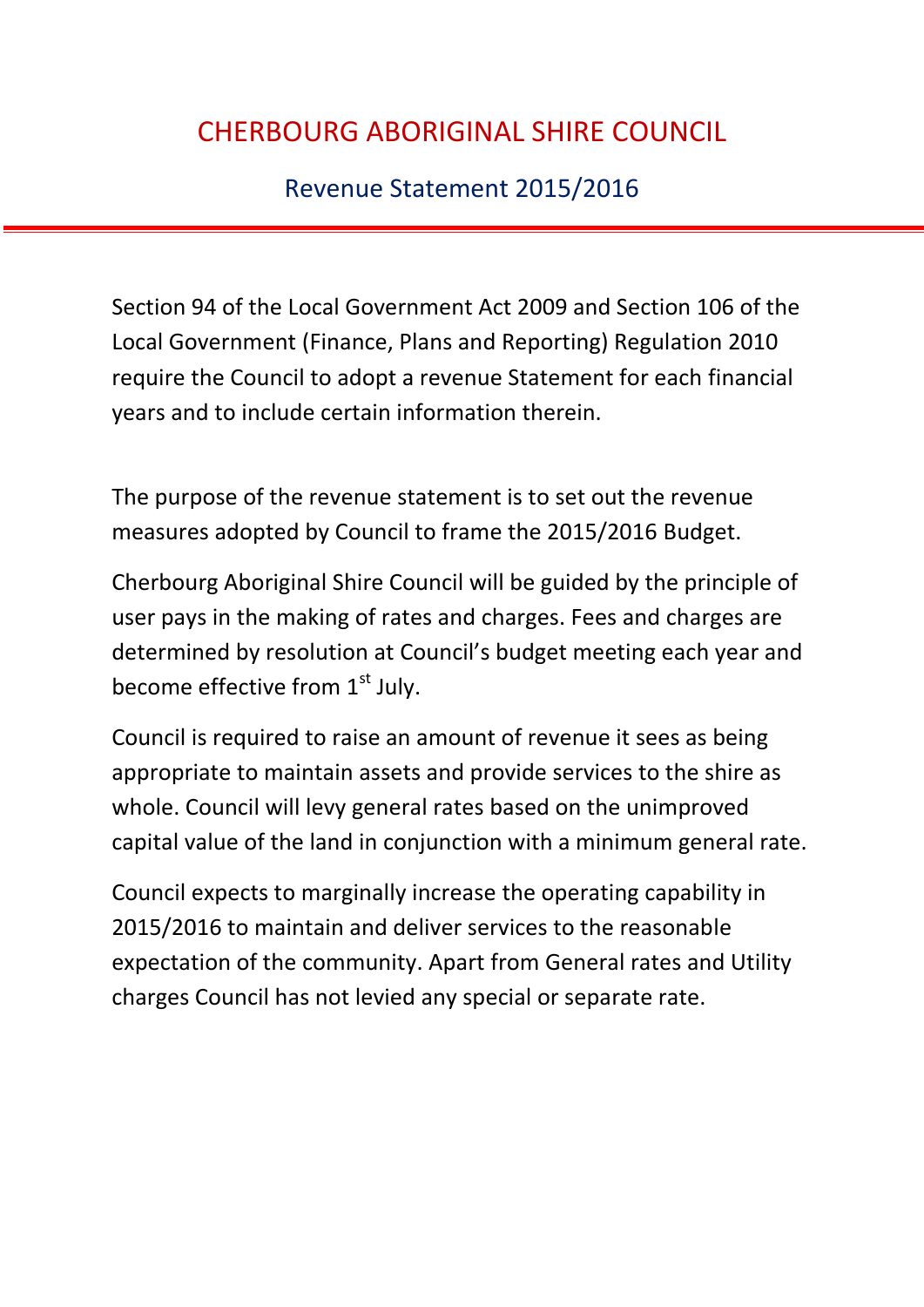# CHERBOURG ABORIGINAL SHIRE COUNCIL

## Revenue Statement 2015/2016

Section 94 of the Local Government Act 2009 and Section 106 of the Local Government (Finance, Plans and Reporting) Regulation 2010 require the Council to adopt a revenue Statement for each financial years and to include certain information therein.

The purpose of the revenue statement is to set out the revenue measures adopted by Council to frame the 2015/2016 Budget.

Cherbourg Aboriginal Shire Council will be guided by the principle of user pays in the making of rates and charges. Fees and charges are determined by resolution at Council's budget meeting each year and become effective from 1st July.

Council is required to raise an amount of revenue it sees as being appropriate to maintain assets and provide services to the shire as whole. Council will levy general rates based on the unimproved capital value of the land in conjunction with a minimum general rate.

Council expects to marginally increase the operating capability in 2015/2016 to maintain and deliver services to the reasonable expectation of the community. Apart from General rates and Utility charges Council has not levied any special or separate rate.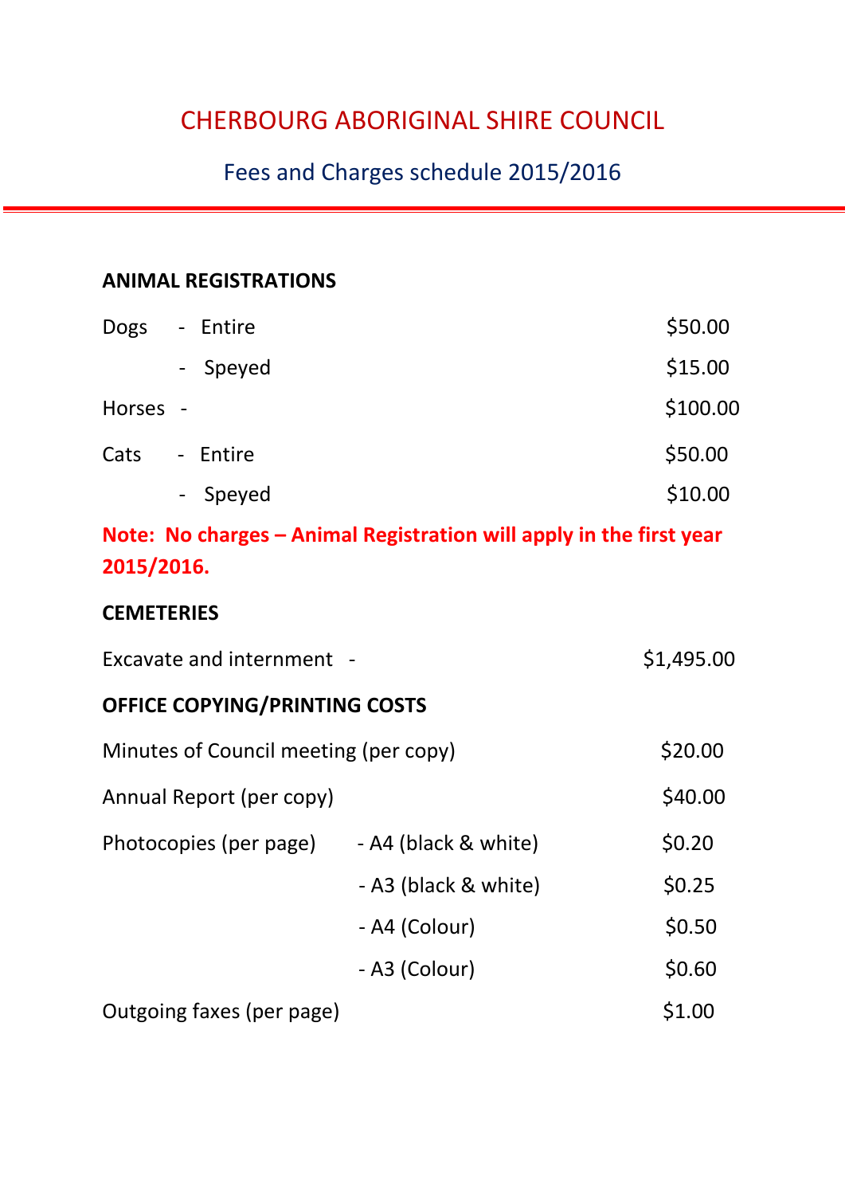# CHERBOURG ABORIGINAL SHIRE COUNCIL

## Fees and Charges schedule 2015/2016

### ANIMAL REGISTRATIONS

| | | |
|---|---|---|
| Dogs | - Entire | $50.00 |
| | - Speyed | $15.00 |
| Horses | - | $100.00 |
| Cats | - Entire | $50.00 |
| | - Speyed | $10.00 |

**Note: No charges – Animal Registration will apply in the first year 2015/2016.**

### CEMETERIES

| | |
|---|---|
| Excavate and internment - | $1,495.00 |

### OFFICE COPYING/PRINTING COSTS

| | | |
|---|---|---|
| Minutes of Council meeting (per copy) | | $20.00 |
| Annual Report (per copy) | | $40.00 |
| Photocopies (per page) | - A4 (black & white) | $0.20 |
| | - A3 (black & white) | $0.25 |
| | - A4 (Colour) | $0.50 |
| | - A3 (Colour) | $0.60 |
| Outgoing faxes (per page) | | $1.00 |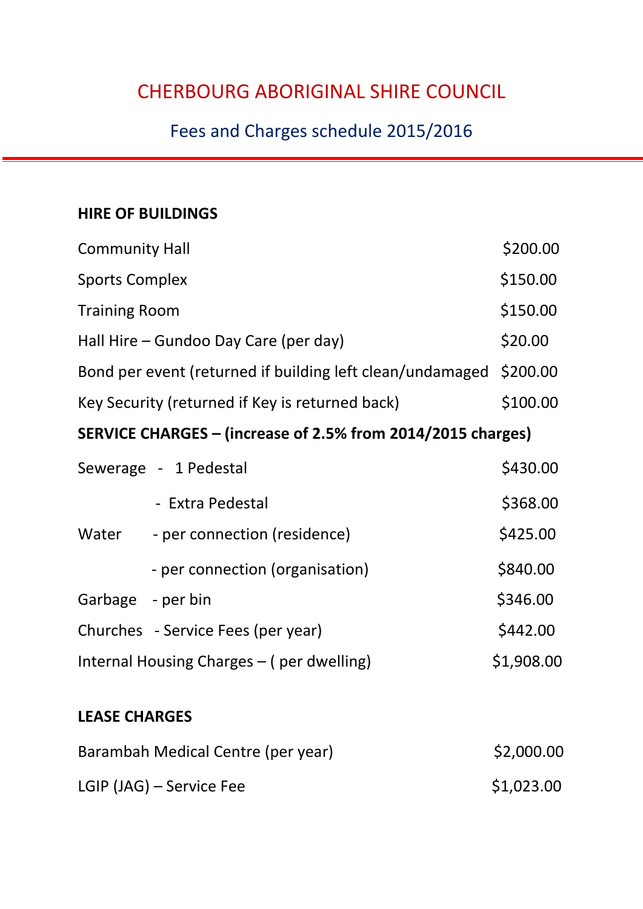# CHERBOURG ABORIGINAL SHIRE COUNCIL

## Fees and Charges schedule 2015/2016

**HIRE OF BUILDINGS**

| | |
|---|---|
| Community Hall | $200.00 |
| Sports Complex | $150.00 |
| Training Room | $150.00 |
| Hall Hire – Gundoo Day Care (per day) | $20.00 |
| Bond per event (returned if building left clean/undamaged | $200.00 |
| Key Security (returned if Key is returned back) | $100.00 |

**SERVICE CHARGES – (increase of 2.5% from 2014/2015 charges)**

| | | |
|---|---|---|
| Sewerage | - 1 Pedestal | $430.00 |
| | - Extra Pedestal | $368.00 |
| Water | - per connection (residence) | $425.00 |
| | - per connection (organisation) | $840.00 |
| Garbage | - per bin | $346.00 |
| Churches | - Service Fees (per year) | $442.00 |
| Internal Housing Charges – ( per dwelling) | | $1,908.00 |

**LEASE CHARGES**

| | |
|---|---|
| Barambah Medical Centre (per year) | $2,000.00 |
| LGIP (JAG) – Service Fee | $1,023.00 |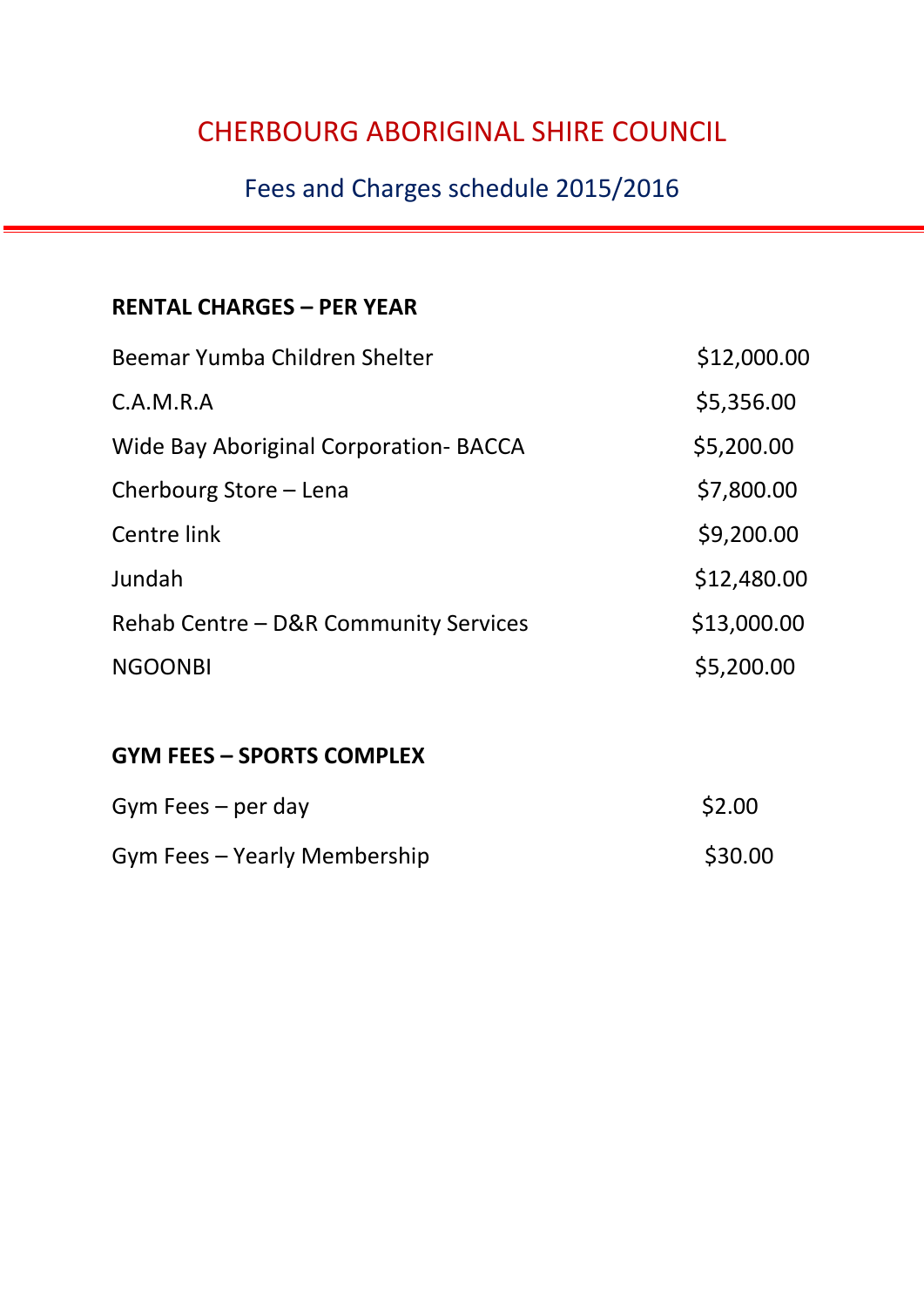# CHERBOURG ABORIGINAL SHIRE COUNCIL

## Fees and Charges schedule 2015/2016

### RENTAL CHARGES – PER YEAR

| | |
|---|---|
| Beemar Yumba Children Shelter | $12,000.00 |
| C.A.M.R.A | $5,356.00 |
| Wide Bay Aboriginal Corporation- BACCA | $5,200.00 |
| Cherbourg Store – Lena | $7,800.00 |
| Centre link | $9,200.00 |
| Jundah | $12,480.00 |
| Rehab Centre – D&R Community Services | $13,000.00 |
| NGOONBI | $5,200.00 |

### GYM FEES – SPORTS COMPLEX

| | |
|---|---|
| Gym Fees – per day | $2.00 |
| Gym Fees – Yearly Membership | $30.00 |